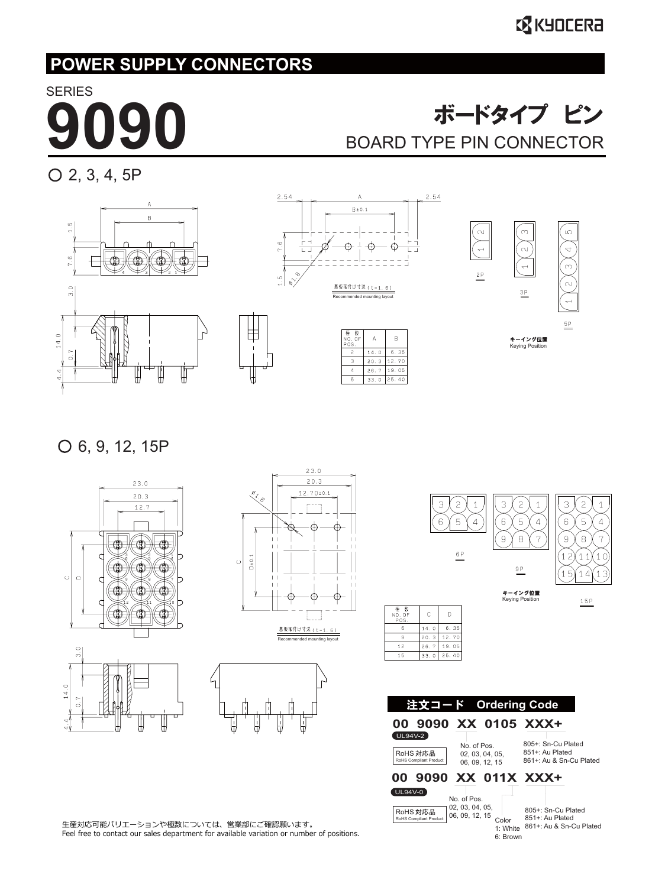# POWER SUPPLY CONNECTORS

SERIES

# 9090

## ボードタイプ ピン
## BOARD TYPE PIN CONNECTOR

### ○ 2, 3, 4, 5P

基板取付け寸法 (t=1.6)
Recommended mounting layout

| 極 数 NO. OF POS. | A | B |
|---|---|---|
| 2 | 14.0 | 6.35 |
| 3 | 20.3 | 12.70 |
| 4 | 26.7 | 19.05 |
| 5 | 33.0 | 25.40 |

キーイング位置
Keying Position

### ○ 6, 9, 12, 15P

基板取付け寸法 (t=1.6)
Recommended mounting layout

| 極 数 NO. OF POS. | C | D |
|---|---|---|
| 6 | 14.0 | 6.35 |
| 9 | 20.3 | 12.70 |
| 12 | 26.7 | 19.05 |
| 15 | 33.0 | 25.40 |

キーイング位置
Keying Position

## 注文コード Ordering Code

**00 9090 XX 0105 XXX+**

UL94V-2

RoHS 対応品
RoHS Compliant Product

No. of Pos.
02, 03, 04, 05, 06, 09, 12, 15

805+: Sn-Cu Plated
851+: Au Plated
861+: Au & Sn-Cu Plated

**00 9090 XX 011X XXX+**

UL94V-0

RoHS 対応品
RoHS Compliant Product

No. of Pos.
02, 03, 04, 05, 06, 09, 12, 15

Color
1: White
6: Brown

805+: Sn-Cu Plated
851+: Au Plated
861+: Au & Sn-Cu Plated

生産対応可能バリエーションや極数については、営業部にご確認願います。
Feel free to contact our sales department for available variation or number of positions.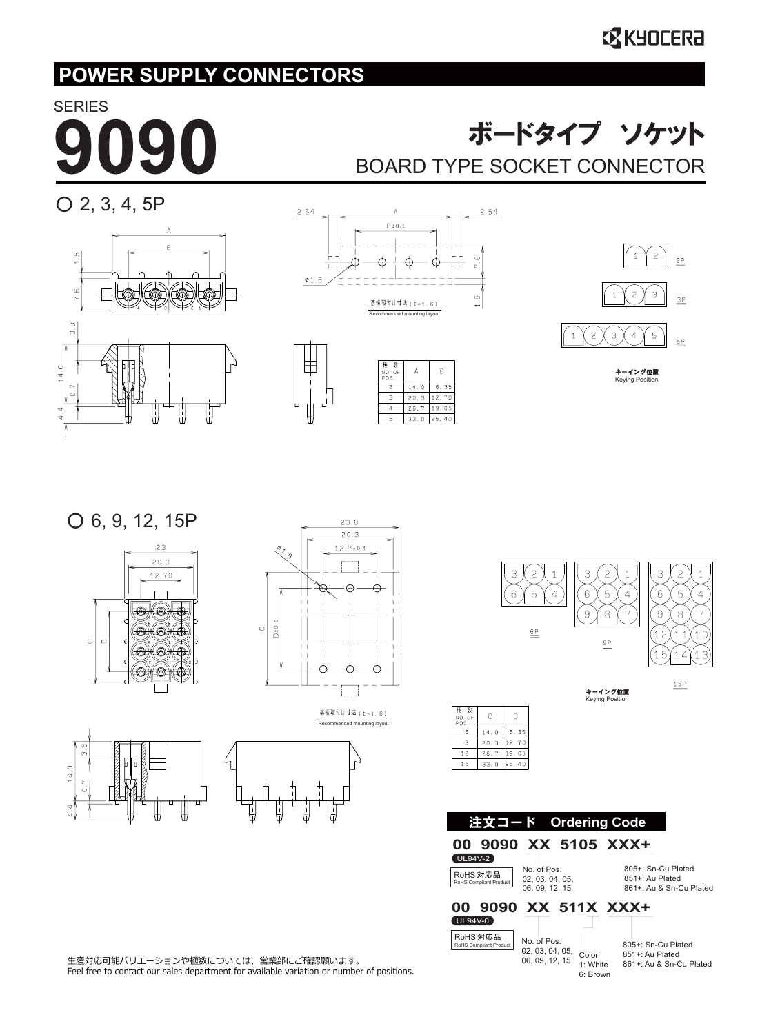## POWER SUPPLY CONNECTORS

SERIES

# 9090

## ボードタイプ ソケット
## BOARD TYPE SOCKET CONNECTOR

### ○ 2, 3, 4, 5P

基板取付け寸法（t=1.6）
Recommended mounting layout

| 極数 NO. OF POS. | A | B |
|---|---|---|
| 2 | 14.0 | 6.35 |
| 3 | 20.3 | 12.70 |
| 4 | 26.7 | 19.05 |
| 5 | 33.0 | 25.40 |

キーイング位置
Keying Position

### ○ 6, 9, 12, 15P

基板取付け寸法（t=1.6）
Recommended mounting layout

| 極数 NO. OF POS. | C | D |
|---|---|---|
| 6 | 14.0 | 6.35 |
| 9 | 20.3 | 12.70 |
| 12 | 26.7 | 19.05 |
| 15 | 33.0 | 25.40 |

キーイング位置
Keying Position

### 注文コード Ordering Code

**00 9090 XX 5105 XXX+**

UL94V-2

RoHS 対応品 RoHS Compliant Product

No. of Pos. 02, 03, 04, 05, 06, 09, 12, 15

805+: Sn-Cu Plated
851+: Au Plated
861+: Au & Sn-Cu Plated

**00 9090 XX 511X XXX+**

UL94V-0

RoHS 対応品 RoHS Compliant Product

No. of Pos. 02, 03, 04, 05, 06, 09, 12, 15

Color
1: White
6: Brown

805+: Sn-Cu Plated
851+: Au Plated
861+: Au & Sn-Cu Plated

生産対応可能バリエーションや極数については、営業部にご確認願います。
Feel free to contact our sales department for available variation or number of positions.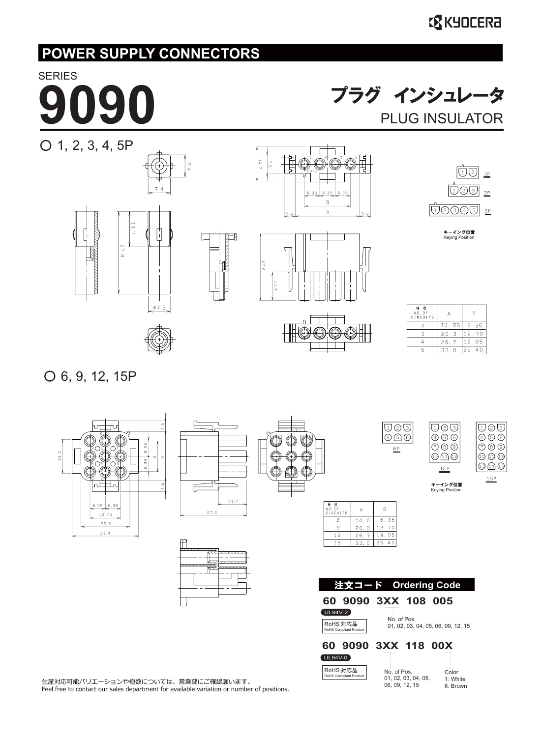# POWER SUPPLY CONNECTORS

SERIES

# 9090

## プラグ インシュレータ
## PLUG INSULATOR

### ○ 1, 2, 3, 4, 5P

キーイング位置
Keying Position

| 極 数 NO. OF CIRCUITS | A | B |
|---|---|---|
| 2 | 13.85 | 6.35 |
| 3 | 20.3 | 12.70 |
| 4 | 26.7 | 19.05 |
| 5 | 33.0 | 25.40 |

### ○ 6, 9, 12, 15P

キーイング位置
Keying Position

| 極 数 NO. OF CIRCUITS | A | B |
|---|---|---|
| 6 | 14.0 | 6.35 |
| 9 | 20.3 | 12.70 |
| 12 | 26.7 | 19.05 |
| 15 | 33.0 | 25.40 |

### 注文コード Ordering Code

**60 9090 3XX 108 005**

UL94V-2

RoHS 対応品
RoHS Compliant Product

No. of Pos.
01, 02, 03, 04, 05, 06, 09, 12, 15

**60 9090 3XX 118 00X**

UL94V-0

RoHS 対応品
RoHS Compliant Product

No. of Pos.
01, 02, 03, 04, 05, 06, 09, 12, 15

Color
1: White
6: Brown

生産対応可能バリエーションや極数については、営業部にご確認願います。
Feel free to contact our sales department for available variation or number of positions.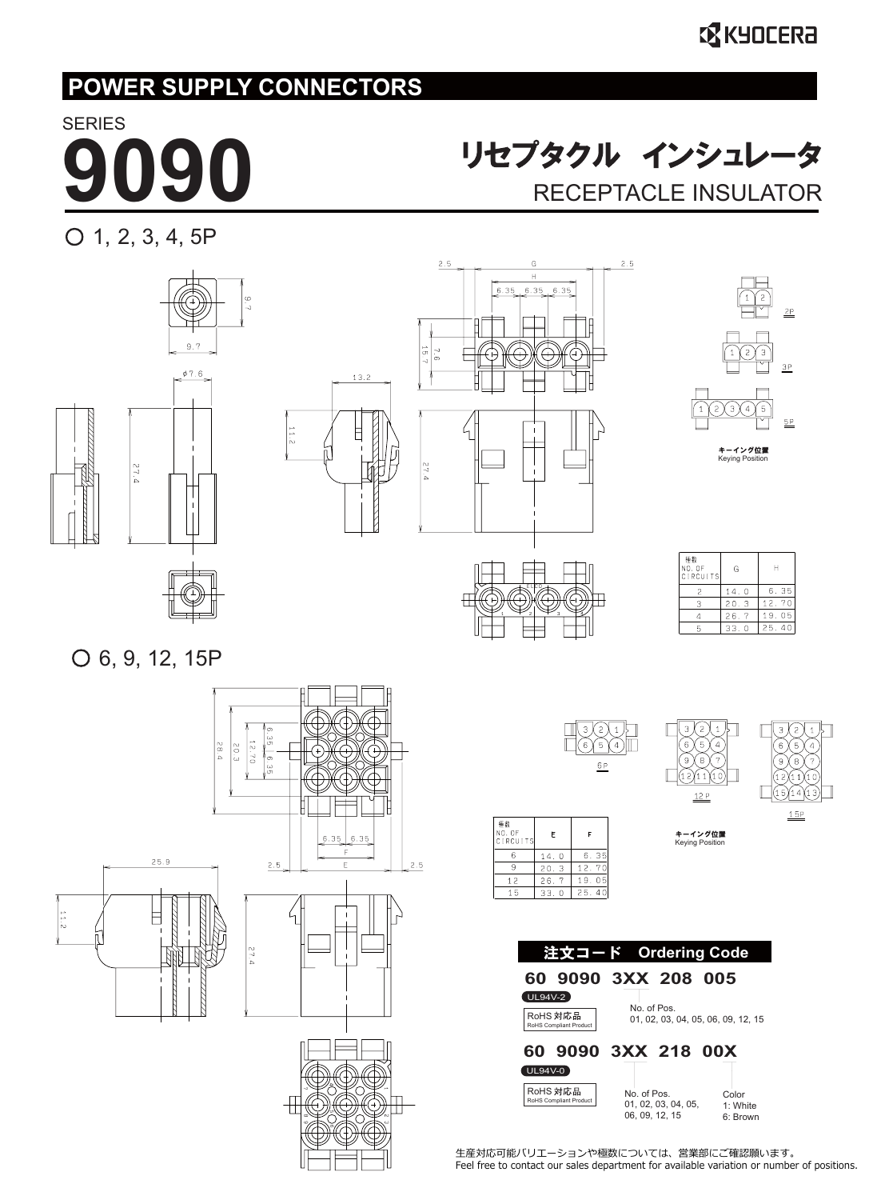# POWER SUPPLY CONNECTORS

SERIES

# 9090

## リセプタクル　インシュレータ
## RECEPTACLE INSULATOR

○ 1, 2, 3, 4, 5P

2P

3P

5P

キーイング位置
Keying Position

| 極数 NO. OF CIRCUITS | G | H |
|---|---|---|
| 2 | 14.0 | 6.35 |
| 3 | 20.3 | 12.70 |
| 4 | 26.7 | 19.05 |
| 5 | 33.0 | 25.40 |

○ 6, 9, 12, 15P

6P

12P

15P

キーイング位置
Keying Position

| 極数 NO. OF CIRCUITS | E | F |
|---|---|---|
| 6 | 14.0 | 6.35 |
| 9 | 20.3 | 12.70 |
| 12 | 26.7 | 19.05 |
| 15 | 33.0 | 25.40 |

### 注文コード　Ordering Code

**60 9090 3XX 208 005**

UL94V-2

RoHS 対応品
RoHS Compliant Product

No. of Pos.
01, 02, 03, 04, 05, 06, 09, 12, 15

**60 9090 3XX 218 00X**

UL94V-0

RoHS 対応品
RoHS Compliant Product

No. of Pos.
01, 02, 03, 04, 05, 06, 09, 12, 15

Color
1: White
6: Brown

生産対応可能バリエーションや極数については、営業部にご確認願います。
Feel free to contact our sales department for available variation or number of positions.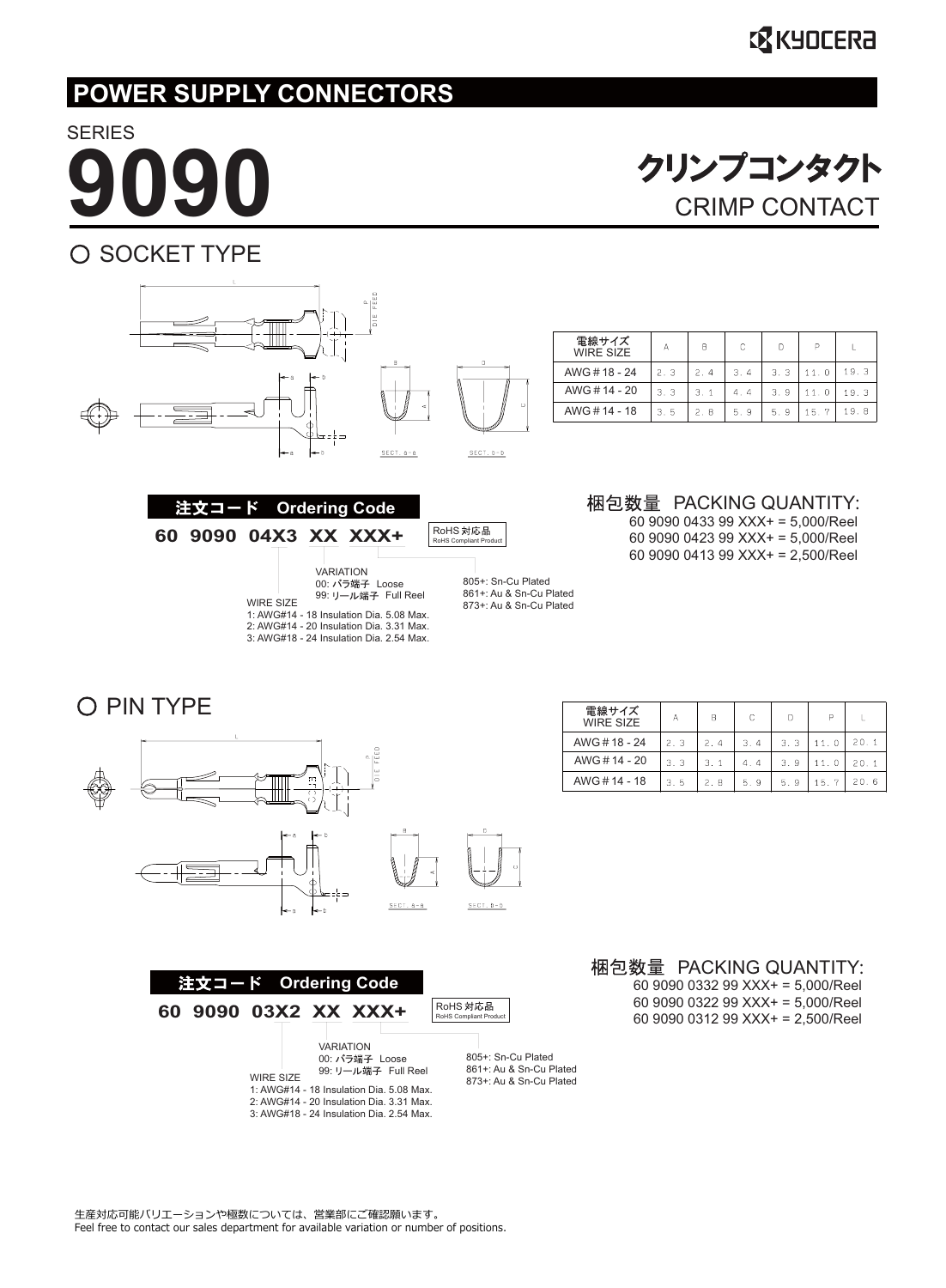# POWER SUPPLY CONNECTORS

SERIES

# 9090

## クリンプコンタクト
CRIMP CONTACT

## ○ SOCKET TYPE

| 電線サイズ WIRE SIZE | A | B | C | D | P | L |
|---|---|---|---|---|---|---|
| AWG # 18 - 24 | 2.3 | 2.4 | 3.4 | 3.3 | 11.0 | 19.3 |
| AWG # 14 - 20 | 3.3 | 3.1 | 4.4 | 3.9 | 11.0 | 19.3 |
| AWG # 14 - 18 | 3.5 | 2.8 | 5.9 | 5.9 | 15.7 | 19.8 |

### 注文コード Ordering Code

**60 9090 04X3 XX XXX+**

RoHS 対応品
RoHS Compliant Product

VARIATION
00: バラ端子 Loose
99: リール端子 Full Reel

805+: Sn-Cu Plated
861+: Au & Sn-Cu Plated
873+: Au & Sn-Cu Plated

WIRE SIZE
1: AWG#14 - 18 Insulation Dia. 5.08 Max.
2: AWG#14 - 20 Insulation Dia. 3.31 Max.
3: AWG#18 - 24 Insulation Dia. 2.54 Max.

梱包数量 PACKING QUANTITY:
60 9090 0433 99 XXX+ = 5,000/Reel
60 9090 0423 99 XXX+ = 5,000/Reel
60 9090 0413 99 XXX+ = 2,500/Reel

## ○ PIN TYPE

| 電線サイズ WIRE SIZE | A | B | C | D | P | L |
|---|---|---|---|---|---|---|
| AWG # 18 - 24 | 2.3 | 2.4 | 3.4 | 3.3 | 11.0 | 20.1 |
| AWG # 14 - 20 | 3.3 | 3.1 | 4.4 | 3.9 | 11.0 | 20.1 |
| AWG # 14 - 18 | 3.5 | 2.8 | 5.9 | 5.9 | 15.7 | 20.6 |

### 注文コード Ordering Code

**60 9090 03X2 XX XXX+**

RoHS 対応品
RoHS Compliant Product

VARIATION
00: バラ端子 Loose
99: リール端子 Full Reel

805+: Sn-Cu Plated
861+: Au & Sn-Cu Plated
873+: Au & Sn-Cu Plated

WIRE SIZE
1: AWG#14 - 18 Insulation Dia. 5.08 Max.
2: AWG#14 - 20 Insulation Dia. 3.31 Max.
3: AWG#18 - 24 Insulation Dia. 2.54 Max.

梱包数量 PACKING QUANTITY:
60 9090 0332 99 XXX+ = 5,000/Reel
60 9090 0322 99 XXX+ = 5,000/Reel
60 9090 0312 99 XXX+ = 2,500/Reel

生産対応可能バリエーションや極数については、営業部にご確認願います。
Feel free to contact our sales department for available variation or number of positions.